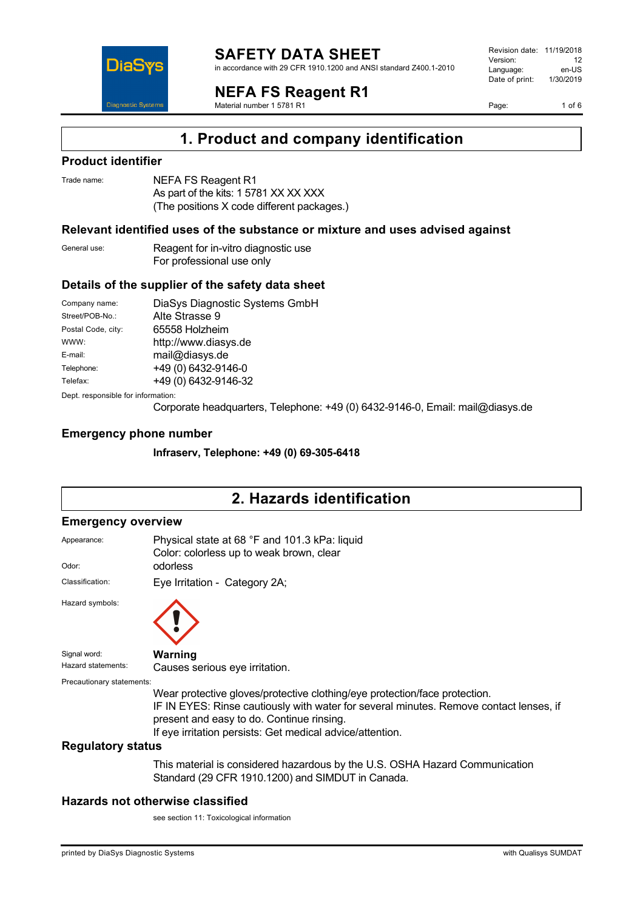# SAFETY DATA SHEET

in accordance with 29 CFR 1910.1200 and ANSI standard Z400.1-2010

# NEFA FS Reagent R1

Material number 1 5781 R1

| | |
|---|---|
| Revision date: | 11/19/2018 |
| Version: | 12 |
| Language: | en-US |
| Date of print: | 1/30/2019 |

## 1. Product and company identification

### Product identifier

Trade name: NEFA FS Reagent R1
As part of the kits: 1 5781 XX XX XXX
(The positions X code different packages.)

### Relevant identified uses of the substance or mixture and uses advised against

General use: Reagent for in-vitro diagnostic use
For professional use only

### Details of the supplier of the safety data sheet

| | |
|---|---|
| Company name: | DiaSys Diagnostic Systems GmbH |
| Street/POB-No.: | Alte Strasse 9 |
| Postal Code, city: | 65558 Holzheim |
| WWW: | http://www.diasys.de |
| E-mail: | mail@diasys.de |
| Telephone: | +49 (0) 6432-9146-0 |
| Telefax: | +49 (0) 6432-9146-32 |

Dept. responsible for information:
Corporate headquarters, Telephone: +49 (0) 6432-9146-0, Email: mail@diasys.de

### Emergency phone number

**Infraserv, Telephone: +49 (0) 69-305-6418**

## 2. Hazards identification

### Emergency overview

Appearance: Physical state at 68 °F and 101.3 kPa: liquid
Color: colorless up to weak brown, clear

Odor: odorless

Classification: Eye Irritation - Category 2A;

Hazard symbols:

Signal word: **Warning**

Hazard statements: Causes serious eye irritation.

Precautionary statements:
Wear protective gloves/protective clothing/eye protection/face protection.
IF IN EYES: Rinse cautiously with water for several minutes. Remove contact lenses, if present and easy to do. Continue rinsing.
If eye irritation persists: Get medical advice/attention.

### Regulatory status

This material is considered hazardous by the U.S. OSHA Hazard Communication Standard (29 CFR 1910.1200) and SIMDUT in Canada.

### Hazards not otherwise classified

see section 11: Toxicological information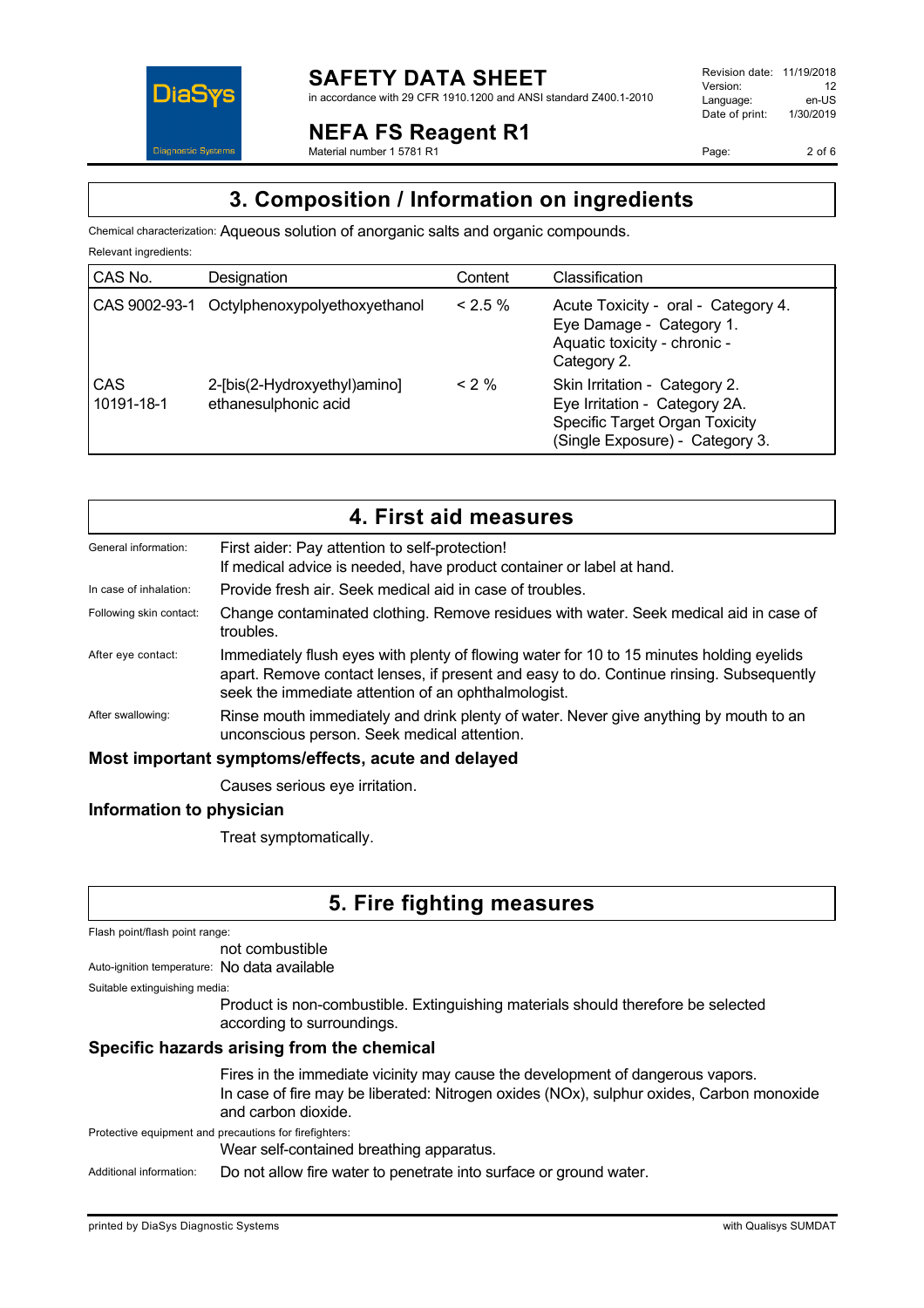## 3. Composition / Information on ingredients

Chemical characterization: Aqueous solution of anorganic salts and organic compounds.

Relevant ingredients:

| CAS No. | Designation | Content | Classification |
|---|---|---|---|
| CAS 9002-93-1 | Octylphenoxypolyethoxyethanol | < 2.5 % | Acute Toxicity - oral - Category 4. Eye Damage - Category 1. Aquatic toxicity - chronic - Category 2. |
| CAS 10191-18-1 | 2-[bis(2-Hydroxyethyl)amino] ethanesulphonic acid | < 2 % | Skin Irritation - Category 2. Eye Irritation - Category 2A. Specific Target Organ Toxicity (Single Exposure) - Category 3. |

## 4. First aid measures

General information: First aider: Pay attention to self-protection!
If medical advice is needed, have product container or label at hand.

In case of inhalation: Provide fresh air. Seek medical aid in case of troubles.

Following skin contact: Change contaminated clothing. Remove residues with water. Seek medical aid in case of troubles.

After eye contact: Immediately flush eyes with plenty of flowing water for 10 to 15 minutes holding eyelids apart. Remove contact lenses, if present and easy to do. Continue rinsing. Subsequently seek the immediate attention of an ophthalmologist.

After swallowing: Rinse mouth immediately and drink plenty of water. Never give anything by mouth to an unconscious person. Seek medical attention.

### Most important symptoms/effects, acute and delayed

Causes serious eye irritation.

### Information to physician

Treat symptomatically.

## 5. Fire fighting measures

Flash point/flash point range:
not combustible

Auto-ignition temperature: No data available

Suitable extinguishing media:
Product is non-combustible. Extinguishing materials should therefore be selected according to surroundings.

### Specific hazards arising from the chemical

Fires in the immediate vicinity may cause the development of dangerous vapors.
In case of fire may be liberated: Nitrogen oxides (NOx), sulphur oxides, Carbon monoxide and carbon dioxide.

Protective equipment and precautions for firefighters:
Wear self-contained breathing apparatus.

Additional information: Do not allow fire water to penetrate into surface or ground water.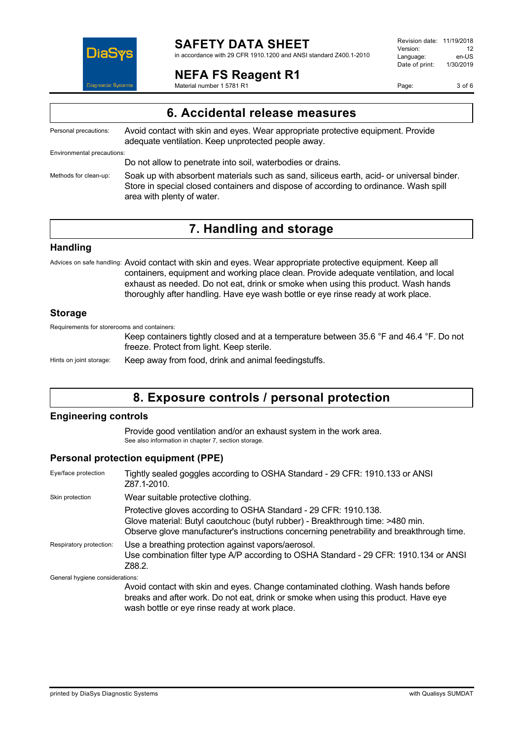## 6. Accidental release measures

Personal precautions: Avoid contact with skin and eyes. Wear appropriate protective equipment. Provide adequate ventilation. Keep unprotected people away.

Environmental precautions:

Do not allow to penetrate into soil, waterbodies or drains.

Methods for clean-up: Soak up with absorbent materials such as sand, siliceous earth, acid- or universal binder. Store in special closed containers and dispose of according to ordinance. Wash spill area with plenty of water.

## 7. Handling and storage

### Handling

Advices on safe handling: Avoid contact with skin and eyes. Wear appropriate protective equipment. Keep all containers, equipment and working place clean. Provide adequate ventilation, and local exhaust as needed. Do not eat, drink or smoke when using this product. Wash hands thoroughly after handling. Have eye wash bottle or eye rinse ready at work place.

### Storage

Requirements for storerooms and containers:

Keep containers tightly closed and at a temperature between 35.6 °F and 46.4 °F. Do not freeze. Protect from light. Keep sterile.

Hints on joint storage: Keep away from food, drink and animal feedingstuffs.

## 8. Exposure controls / personal protection

### Engineering controls

Provide good ventilation and/or an exhaust system in the work area.
See also information in chapter 7, section storage.

### Personal protection equipment (PPE)

Eye/face protection: Tightly sealed goggles according to OSHA Standard - 29 CFR: 1910.133 or ANSI Z87.1-2010.

Skin protection: Wear suitable protective clothing.

Protective gloves according to OSHA Standard - 29 CFR: 1910.138.
Glove material: Butyl caoutchouc (butyl rubber) - Breakthrough time: >480 min.
Observe glove manufacturer's instructions concerning penetrability and breakthrough time.

Respiratory protection: Use a breathing protection against vapors/aerosol.
Use combination filter type A/P according to OSHA Standard - 29 CFR: 1910.134 or ANSI Z88.2.

General hygiene considerations:

Avoid contact with skin and eyes. Change contaminated clothing. Wash hands before breaks and after work. Do not eat, drink or smoke when using this product. Have eye wash bottle or eye rinse ready at work place.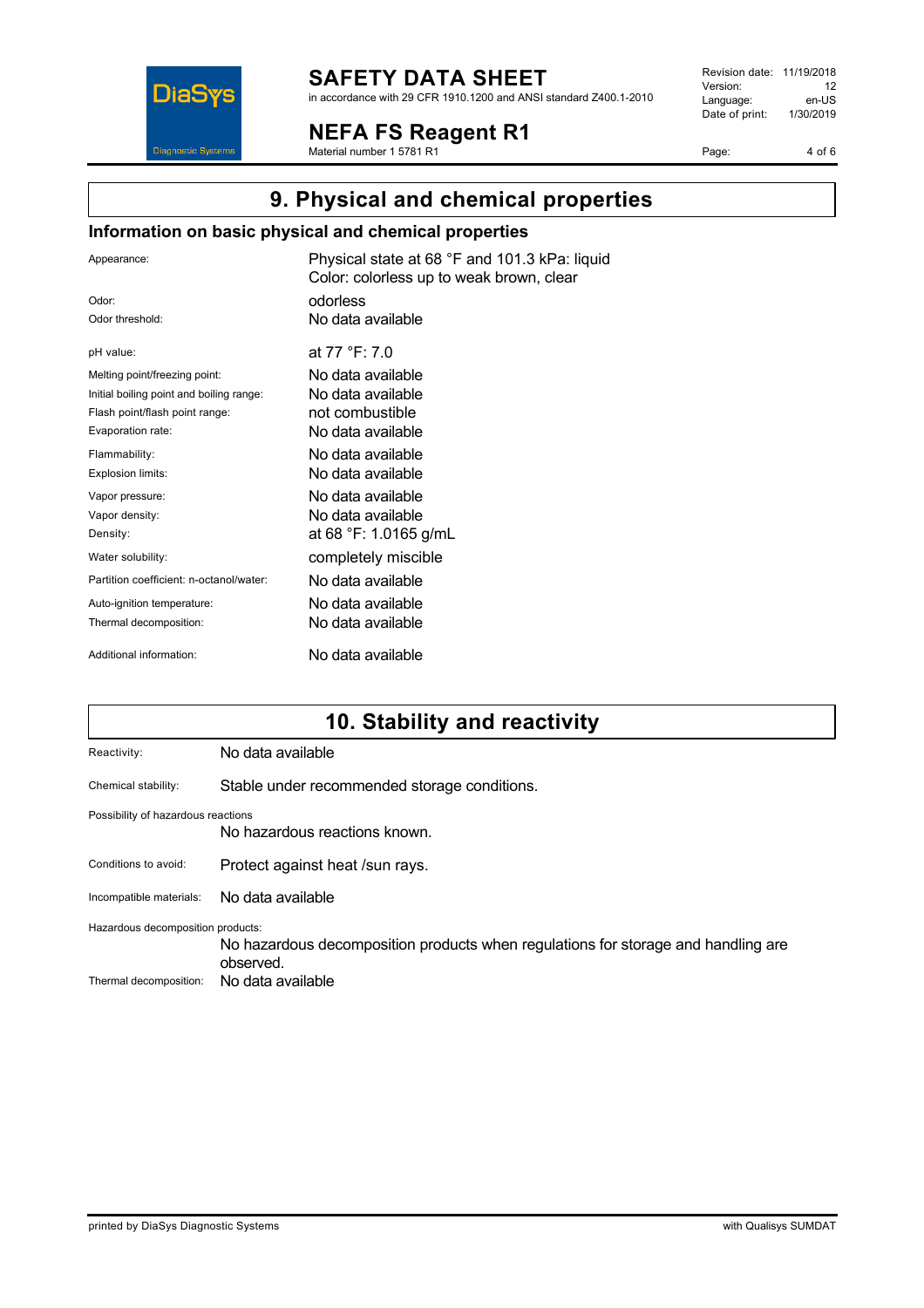# 9. Physical and chemical properties

## Information on basic physical and chemical properties

| | |
|---|---|
| Appearance: | Physical state at 68 °F and 101.3 kPa: liquid<br>Color: colorless up to weak brown, clear |
| Odor: | odorless |
| Odor threshold: | No data available |
| pH value: | at 77 °F: 7.0 |
| Melting point/freezing point: | No data available |
| Initial boiling point and boiling range: | No data available |
| Flash point/flash point range: | not combustible |
| Evaporation rate: | No data available |
| Flammability: | No data available |
| Explosion limits: | No data available |
| Vapor pressure: | No data available |
| Vapor density: | No data available |
| Density: | at 68 °F: 1.0165 g/mL |
| Water solubility: | completely miscible |
| Partition coefficient: n-octanol/water: | No data available |
| Auto-ignition temperature: | No data available |
| Thermal decomposition: | No data available |
| Additional information: | No data available |

# 10. Stability and reactivity

Reactivity: No data available

Chemical stability: Stable under recommended storage conditions.

Possibility of hazardous reactions
No hazardous reactions known.

Conditions to avoid: Protect against heat /sun rays.

Incompatible materials: No data available

Hazardous decomposition products:
No hazardous decomposition products when regulations for storage and handling are observed.

Thermal decomposition: No data available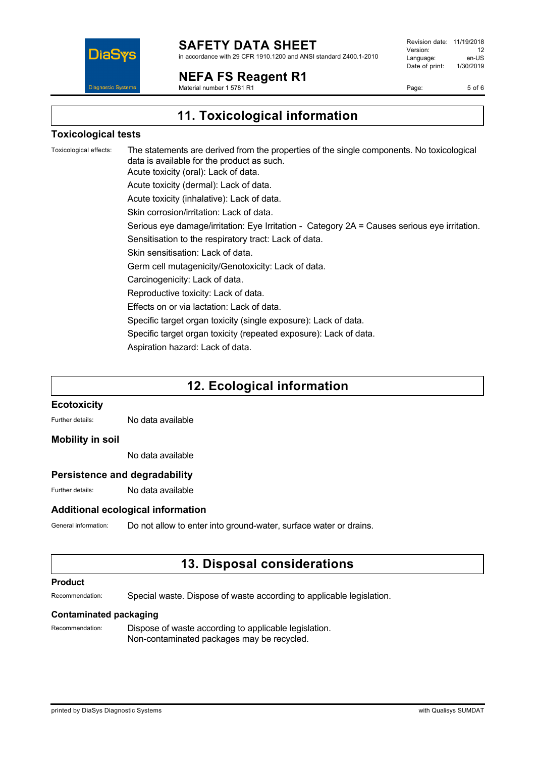## 11. Toxicological information

### Toxicological tests

Toxicological effects: The statements are derived from the properties of the single components. No toxicological data is available for the product as such.

Acute toxicity (oral): Lack of data.

Acute toxicity (dermal): Lack of data.

Acute toxicity (inhalative): Lack of data.

Skin corrosion/irritation: Lack of data.

Serious eye damage/irritation: Eye Irritation - Category 2A = Causes serious eye irritation.

Sensitisation to the respiratory tract: Lack of data.

Skin sensitisation: Lack of data.

Germ cell mutagenicity/Genotoxicity: Lack of data.

Carcinogenicity: Lack of data.

Reproductive toxicity: Lack of data.

Effects on or via lactation: Lack of data.

Specific target organ toxicity (single exposure): Lack of data.

Specific target organ toxicity (repeated exposure): Lack of data.

Aspiration hazard: Lack of data.

## 12. Ecological information

### Ecotoxicity

Further details: No data available

### Mobility in soil

No data available

### Persistence and degradability

Further details: No data available

### Additional ecological information

General information: Do not allow to enter into ground-water, surface water or drains.

## 13. Disposal considerations

### Product

Recommendation: Special waste. Dispose of waste according to applicable legislation.

### Contaminated packaging

Recommendation: Dispose of waste according to applicable legislation.
Non-contaminated packages may be recycled.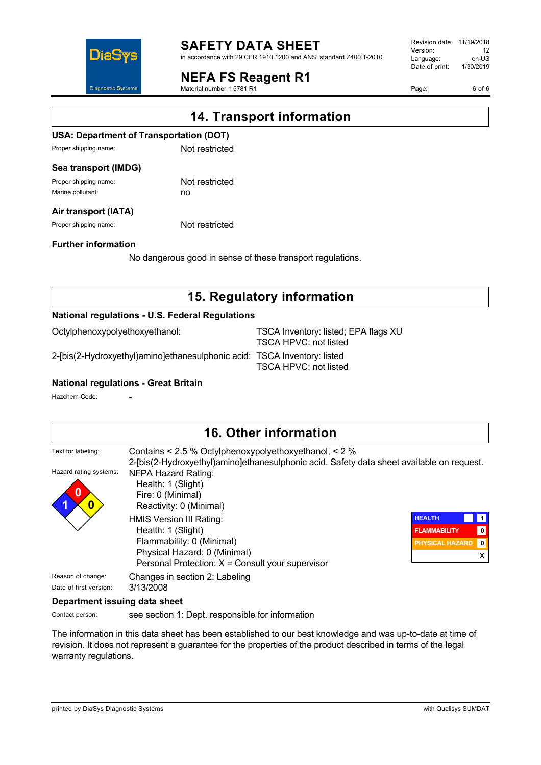## 14. Transport information

### USA: Department of Transportation (DOT)

Proper shipping name: Not restricted

### Sea transport (IMDG)

Proper shipping name: Not restricted
Marine pollutant: no

### Air transport (IATA)

Proper shipping name: Not restricted

### Further information

No dangerous good in sense of these transport regulations.

## 15. Regulatory information

### National regulations - U.S. Federal Regulations

| | |
|---|---|
| Octylphenoxypolyethoxyethanol: | TSCA Inventory: listed; EPA flags XU<br>TSCA HPVC: not listed |
| 2-[bis(2-Hydroxyethyl)amino]ethanesulphonic acid: | TSCA Inventory: listed<br>TSCA HPVC: not listed |

### National regulations - Great Britain

Hazchem-Code: -

## 16. Other information

Text for labeling: Contains < 2.5 % Octylphenoxypolyethoxyethanol, < 2 % 2-[bis(2-Hydroxyethyl)amino]ethanesulphonic acid. Safety data sheet available on request.

Hazard rating systems:

NFPA Hazard Rating:
- Health: 1 (Slight)
- Fire: 0 (Minimal)
- Reactivity: 0 (Minimal)

HMIS Version III Rating:
- Health: 1 (Slight)
- Flammability: 0 (Minimal)
- Physical Hazard: 0 (Minimal)
- Personal Protection: X = Consult your supervisor

| | |
|---|---|
| HEALTH | 1 |
| FLAMMABILITY | 0 |
| PHYSICAL HAZARD | 0 |
| | X |

Reason of change: Changes in section 2: Labeling
Date of first version: 3/13/2008

### Department issuing data sheet

Contact person: see section 1: Dept. responsible for information

The information in this data sheet has been established to our best knowledge and was up-to-date at time of revision. It does not represent a guarantee for the properties of the product described in terms of the legal warranty regulations.